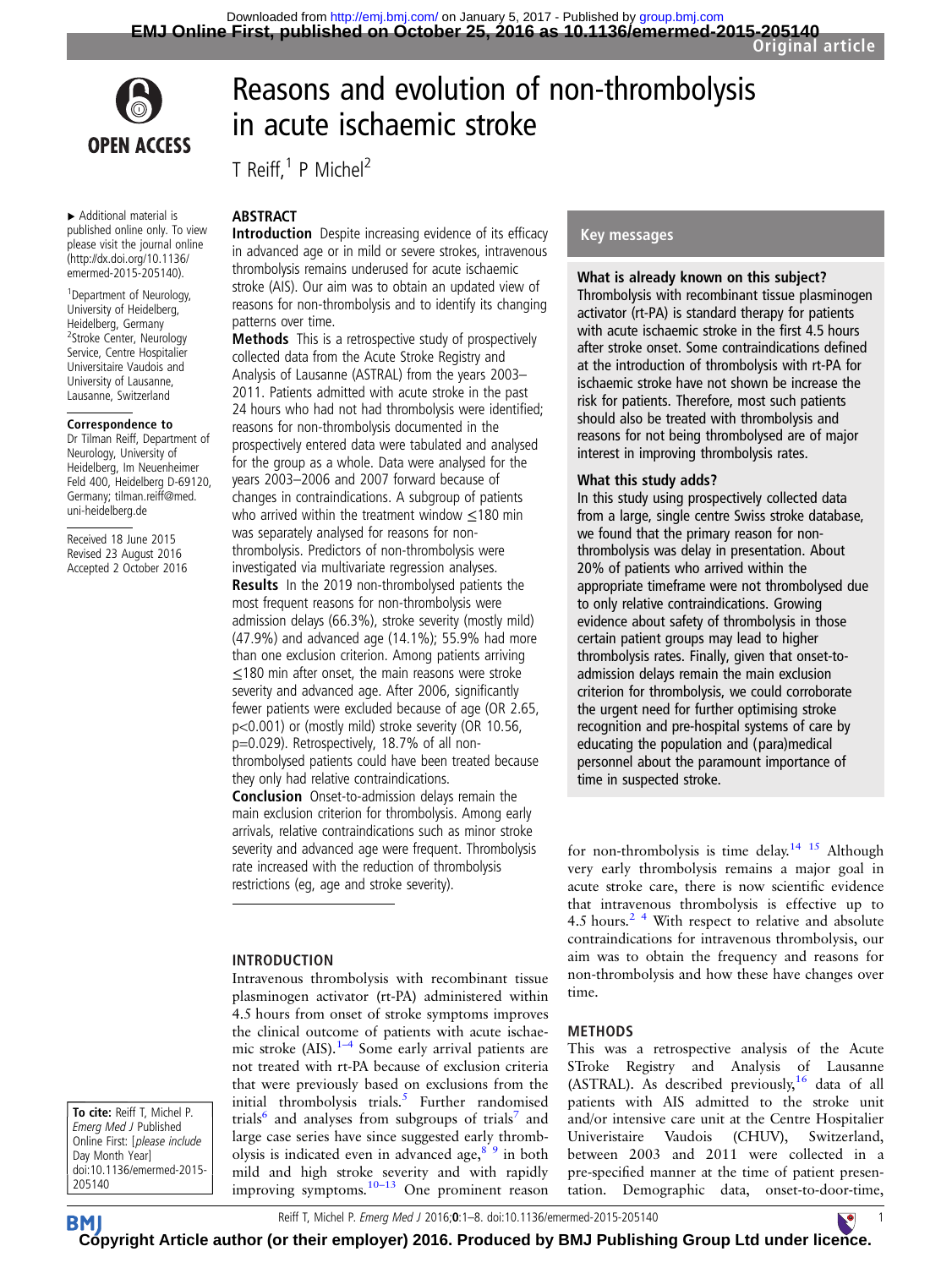# Reasons and evolution of non-thrombolysis in acute ischaemic stroke

T Reiff,[1] P Michel[2]

▸ Additional material is published online only. To view please visit the journal online (http://dx.doi.org/10.1136/emermed-2015-205140).

[1]Department of Neurology, University of Heidelberg, Heidelberg, Germany
[2]Stroke Center, Neurology Service, Centre Hospitalier Universitaire Vaudois and University of Lausanne, Lausanne, Switzerland

**Correspondence to**
Dr Tilman Reiff, Department of Neurology, University of Heidelberg, Im Neuenheimer Feld 400, Heidelberg D-69120, Germany; tilman.reiff@med.uni-heidelberg.de

Received 18 June 2015
Revised 23 August 2016
Accepted 2 October 2016

## ABSTRACT

**Introduction** Despite increasing evidence of its efficacy in advanced age or in mild or severe strokes, intravenous thrombolysis remains underused for acute ischaemic stroke (AIS). Our aim was to obtain an updated view of reasons for non-thrombolysis and to identify its changing patterns over time.

**Methods** This is a retrospective study of prospectively collected data from the Acute Stroke Registry and Analysis of Lausanne (ASTRAL) from the years 2003–2011. Patients admitted with acute stroke in the past 24 hours who had not had thrombolysis were identified; reasons for non-thrombolysis documented in the prospectively entered data were tabulated and analysed for the group as a whole. Data were analysed for the years 2003–2006 and 2007 forward because of changes in contraindications. A subgroup of patients who arrived within the treatment window ≤180 min was separately analysed for reasons for non-thrombolysis. Predictors of non-thrombolysis were investigated via multivariate regression analyses.

**Results** In the 2019 non-thrombolysed patients the most frequent reasons for non-thrombolysis were admission delays (66.3%), stroke severity (mostly mild) (47.9%) and advanced age (14.1%); 55.9% had more than one exclusion criterion. Among patients arriving ≤180 min after onset, the main reasons were stroke severity and advanced age. After 2006, significantly fewer patients were excluded because of age (OR 2.65, $p<0.001$) or (mostly mild) stroke severity (OR 10.56, $p=0.029$). Retrospectively, 18.7% of all non-thrombolysed patients could have been treated because they only had relative contraindications.

**Conclusion** Onset-to-admission delays remain the main exclusion criterion for thrombolysis. Among early arrivals, relative contraindications such as minor stroke severity and advanced age were frequent. Thrombolysis rate increased with the reduction of thrombolysis restrictions (eg, age and stroke severity).

## Key messages

**What is already known on this subject?**
Thrombolysis with recombinant tissue plasminogen activator (rt-PA) is standard therapy for patients with acute ischaemic stroke in the first 4.5 hours after stroke onset. Some contraindications defined at the introduction of thrombolysis with rt-PA for ischaemic stroke have not shown be increase the risk for patients. Therefore, most such patients should also be treated with thrombolysis and reasons for not being thrombolysed are of major interest in improving thrombolysis rates.

**What this study adds?**
In this study using prospectively collected data from a large, single centre Swiss stroke database, we found that the primary reason for non-thrombolysis was delay in presentation. About 20% of patients who arrived within the appropriate timeframe were not thrombolysed due to only relative contraindications. Growing evidence about safety of thrombolysis in those certain patient groups may lead to higher thrombolysis rates. Finally, given that onset-to-admission delays remain the main exclusion criterion for thrombolysis, we could corroborate the urgent need for further optimising stroke recognition and pre-hospital systems of care by educating the population and (para)medical personnel about the paramount importance of time in suspected stroke.

## INTRODUCTION

Intravenous thrombolysis with recombinant tissue plasminogen activator (rt-PA) administered within 4.5 hours from onset of stroke symptoms improves the clinical outcome of patients with acute ischaemic stroke (AIS).[1–4] Some early arrival patients are not treated with rt-PA because of exclusion criteria that were previously based on exclusions from the initial thrombolysis trials.[5] Further randomised trials[6] and analyses from subgroups of trials[7] and large case series have since suggested early thrombolysis is indicated even in advanced age,[8 9] in both mild and high stroke severity and with rapidly improving symptoms.[10–13] One prominent reason for non-thrombolysis is time delay.[14 15] Although very early thrombolysis remains a major goal in acute stroke care, there is now scientific evidence that intravenous thrombolysis is effective up to 4.5 hours.[2 4] With respect to relative and absolute contraindications for intravenous thrombolysis, our aim was to obtain the frequency and reasons for non-thrombolysis and how these have changes over time.

## METHODS

This was a retrospective analysis of the Acute STroke Registry and Analysis of Lausanne (ASTRAL). As described previously,[16] data of all patients with AIS admitted to the stroke unit and/or intensive care unit at the Centre Hospitalier Univeristaire Vaudois (CHUV), Switzerland, between 2003 and 2011 were collected in a pre-specified manner at the time of patient presentation. Demographic data, onset-to-door-time,

**To cite:** Reiff T, Michel P. *Emerg Med J* Published Online First: [*please include* Day Month Year] doi:10.1136/emermed-2015-205140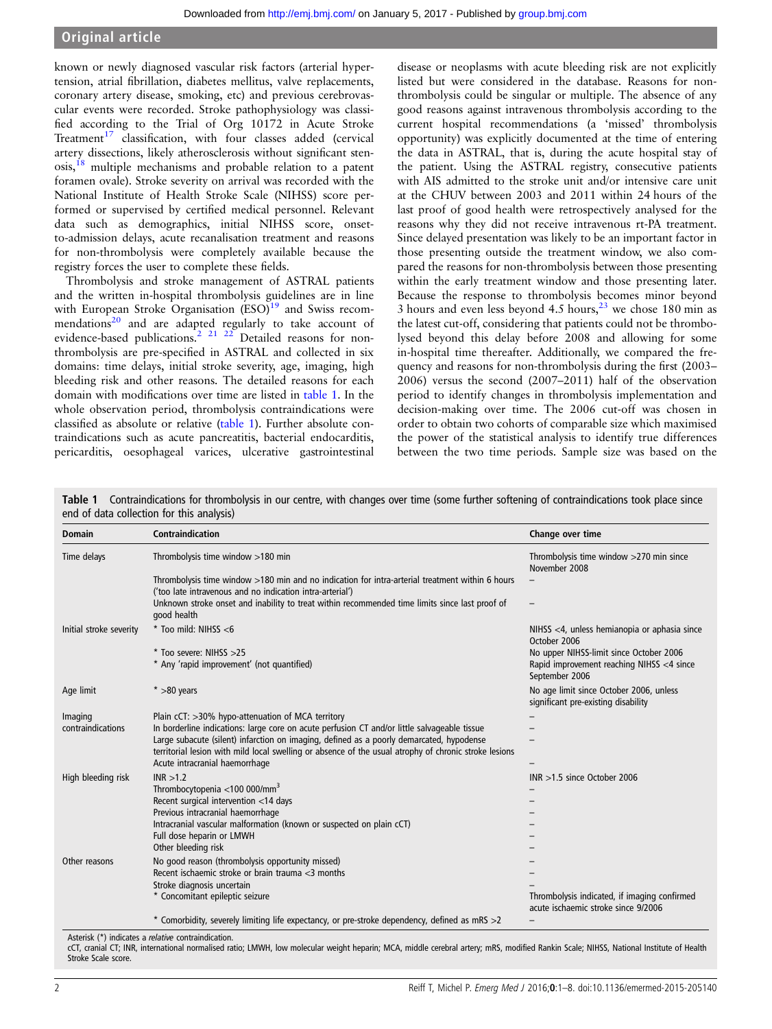known or newly diagnosed vascular risk factors (arterial hypertension, atrial fibrillation, diabetes mellitus, valve replacements, coronary artery disease, smoking, etc) and previous cerebrovascular events were recorded. Stroke pathophysiology was classified according to the Trial of Org 10172 in Acute Stroke Treatment[17] classification, with four classes added (cervical artery dissections, likely atherosclerosis without significant stenosis,[18] multiple mechanisms and probable relation to a patent foramen ovale). Stroke severity on arrival was recorded with the National Institute of Health Stroke Scale (NIHSS) score performed or supervised by certified medical personnel. Relevant data such as demographics, initial NIHSS score, onset-to-admission delays, acute recanalisation treatment and reasons for non-thrombolysis were completely available because the registry forces the user to complete these fields.

Thrombolysis and stroke management of ASTRAL patients and the written in-hospital thrombolysis guidelines are in line with European Stroke Organisation (ESO)[19] and Swiss recommendations[20] and are adapted regularly to take account of evidence-based publications.[2 21 22] Detailed reasons for non-thrombolysis are pre-specified in ASTRAL and collected in six domains: time delays, initial stroke severity, age, imaging, high bleeding risk and other reasons. The detailed reasons for each domain with modifications over time are listed in table 1. In the whole observation period, thrombolysis contraindications were classified as absolute or relative (table 1). Further absolute contraindications such as acute pancreatitis, bacterial endocarditis, pericarditis, oesophageal varices, ulcerative gastrointestinal disease or neoplasms with acute bleeding risk are not explicitly listed but were considered in the database. Reasons for non-thrombolysis could be singular or multiple. The absence of any good reasons against intravenous thrombolysis according to the current hospital recommendations (a 'missed' thrombolysis opportunity) was explicitly documented at the time of entering the data in ASTRAL, that is, during the acute hospital stay of the patient. Using the ASTRAL registry, consecutive patients with AIS admitted to the stroke unit and/or intensive care unit at the CHUV between 2003 and 2011 within 24 hours of the last proof of good health were retrospectively analysed for the reasons why they did not receive intravenous rt-PA treatment. Since delayed presentation was likely to be an important factor in those presenting outside the treatment window, we also compared the reasons for non-thrombolysis between those presenting within the early treatment window and those presenting later. Because the response to thrombolysis becomes minor beyond 3 hours and even less beyond 4.5 hours,[23] we chose 180 min as the latest cut-off, considering that patients could not be thrombolysed beyond this delay before 2008 and allowing for some in-hospital time thereafter. Additionally, we compared the frequency and reasons for non-thrombolysis during the first (2003–2006) versus the second (2007–2011) half of the observation period to identify changes in thrombolysis implementation and decision-making over time. The 2006 cut-off was chosen in order to obtain two cohorts of comparable size which maximised the power of the statistical analysis to identify true differences between the two time periods. Sample size was based on the

**Table 1** Contraindications for thrombolysis in our centre, with changes over time (some further softening of contraindications took place since end of data collection for this analysis)

| Domain | Contraindication | Change over time |
|---|---|---|
| Time delays | Thrombolysis time window >180 min | Thrombolysis time window >270 min since November 2008 |
| | Thrombolysis time window >180 min and no indication for intra-arterial treatment within 6 hours ('too late intravenous and no indication intra-arterial') | – |
| | Unknown stroke onset and inability to treat within recommended time limits since last proof of good health | – |
| Initial stroke severity | * Too mild: NIHSS <6 | NIHSS <4, unless hemianopia or aphasia since October 2006 |
| | * Too severe: NIHSS >25 | No upper NIHSS-limit since October 2006 |
| | * Any 'rapid improvement' (not quantified) | Rapid improvement reaching NIHSS <4 since September 2006 |
| Age limit | * >80 years | No age limit since October 2006, unless significant pre-existing disability |
| Imaging contraindications | Plain cCT: >30% hypo-attenuation of MCA territory | – |
| | In borderline indications: large core on acute perfusion CT and/or little salvageable tissue | – |
| | Large subacute (silent) infarction on imaging, defined as a poorly demarcated, hypodense territorial lesion with mild local swelling or absence of the usual atrophy of chronic stroke lesions | – |
| | Acute intracranial haemorrhage | – |
| High bleeding risk | INR >1.2 | INR >1.5 since October 2006 |
| | Thrombocytopenia <100 000/mm$^3$ | – |
| | Recent surgical intervention <14 days | – |
| | Previous intracranial haemorrhage | – |
| | Intracranial vascular malformation (known or suspected on plain cCT) | – |
| | Full dose heparin or LMWH | – |
| | Other bleeding risk | – |
| Other reasons | No good reason (thrombolysis opportunity missed) | – |
| | Recent ischaemic stroke or brain trauma <3 months | – |
| | Stroke diagnosis uncertain | – |
| | * Concomitant epileptic seizure | Thrombolysis indicated, if imaging confirmed acute ischaemic stroke since 9/2006 |
| | * Comorbidity, severely limiting life expectancy, or pre-stroke dependency, defined as mRS >2 | – |

Asterisk (*) indicates a *relative* contraindication.
cCT, cranial CT; INR, international normalised ratio; LMWH, low molecular weight heparin; MCA, middle cerebral artery; mRS, modified Rankin Scale; NIHSS, National Institute of Health Stroke Scale score.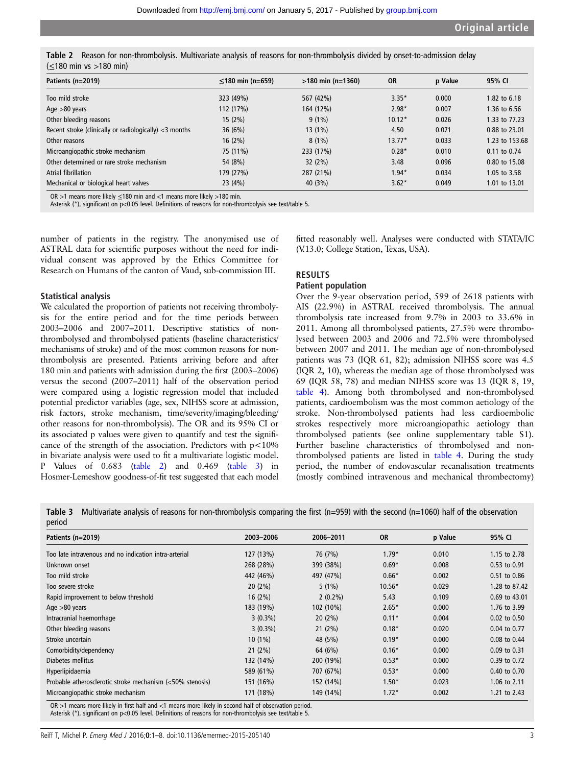**Table 2** Reason for non-thrombolysis. Multivariate analysis of reasons for non-thrombolysis divided by onset-to-admission delay (≤180 min vs >180 min)

| Patients (n=2019) | ≤180 min (n=659) | >180 min (n=1360) | OR | p Value | 95% CI |
|---|---|---|---|---|---|
| Too mild stroke | 323 (49%) | 567 (42%) | 3.35* | 0.000 | 1.82 to 6.18 |
| Age >80 years | 112 (17%) | 164 (12%) | 2.98* | 0.007 | 1.36 to 6.56 |
| Other bleeding reasons | 15 (2%) | 9 (1%) | 10.12* | 0.026 | 1.33 to 77.23 |
| Recent stroke (clinically or radiologically) <3 months | 36 (6%) | 13 (1%) | 4.50 | 0.071 | 0.88 to 23.01 |
| Other reasons | 16 (2%) | 8 (1%) | 13.77* | 0.033 | 1.23 to 153.68 |
| Microangiopathic stroke mechanism | 75 (11%) | 233 (17%) | 0.28* | 0.010 | 0.11 to 0.74 |
| Other determined or rare stroke mechanism | 54 (8%) | 32 (2%) | 3.48 | 0.096 | 0.80 to 15.08 |
| Atrial fibrillation | 179 (27%) | 287 (21%) | 1.94* | 0.034 | 1.05 to 3.58 |
| Mechanical or biological heart valves | 23 (4%) | 40 (3%) | 3.62* | 0.049 | 1.01 to 13.01 |

OR >1 means more likely ≤180 min and <1 means more likely >180 min.
Asterisk (*), significant on p<0.05 level. Definitions of reasons for non-thrombolysis see text/table 5.

number of patients in the registry. The anonymised use of ASTRAL data for scientific purposes without the need for individual consent was approved by the Ethics Committee for Research on Humans of the canton of Vaud, sub-commission III.

### Statistical analysis

We calculated the proportion of patients not receiving thrombolysis for the entire period and for the time periods between 2003–2006 and 2007–2011. Descriptive statistics of non-thrombolysed and thrombolysed patients (baseline characteristics/mechanisms of stroke) and of the most common reasons for non-thrombolysis are presented. Patients arriving before and after 180 min and patients with admission during the first (2003–2006) versus the second (2007–2011) half of the observation period were compared using a logistic regression model that included potential predictor variables (age, sex, NIHSS score at admission, risk factors, stroke mechanism, time/severity/imaging/bleeding/other reasons for non-thrombolysis). The OR and its 95% CI or its associated p values were given to quantify and test the significance of the strength of the association. Predictors with $p<10\%$ in bivariate analysis were used to fit a multivariate logistic model. P Values of 0.683 (table 2) and 0.469 (table 3) in Hosmer-Lemeshow goodness-of-fit test suggested that each model fitted reasonably well. Analyses were conducted with STATA/IC (V.13.0; College Station, Texas, USA).

## RESULTS

### Patient population

Over the 9-year observation period, 599 of 2618 patients with AIS (22.9%) in ASTRAL received thrombolysis. The annual thrombolysis rate increased from 9.7% in 2003 to 33.6% in 2011. Among all thrombolysed patients, 27.5% were thrombolysed between 2003 and 2006 and 72.5% were thrombolysed between 2007 and 2011. The median age of non-thrombolysed patients was 73 (IQR 61, 82); admission NIHSS score was 4.5 (IQR 2, 10), whereas the median age of those thrombolysed was 69 (IQR 58, 78) and median NIHSS score was 13 (IQR 8, 19, table 4). Among both thrombolysed and non-thrombolysed patients, cardioembolism was the most common aetiology of the stroke. Non-thrombolysed patients had less cardioembolic strokes respectively more microangiopathic aetiology than thrombolysed patients (see online supplementary table S1). Further baseline characteristics of thrombolysed and non-thrombolysed patients are listed in table 4. During the study period, the number of endovascular recanalisation treatments (mostly combined intravenous and mechanical thrombectomy)

**Table 3** Multivariate analysis of reasons for non-thrombolysis comparing the first (n=959) with the second (n=1060) half of the observation period

| Patients (n=2019) | 2003–2006 | 2006–2011 | OR | p Value | 95% CI |
|---|---|---|---|---|---|
| Too late intravenous and no indication intra-arterial | 127 (13%) | 76 (7%) | 1.79* | 0.010 | 1.15 to 2.78 |
| Unknown onset | 268 (28%) | 399 (38%) | 0.69* | 0.008 | 0.53 to 0.91 |
| Too mild stroke | 442 (46%) | 497 (47%) | 0.66* | 0.002 | 0.51 to 0.86 |
| Too severe stroke | 20 (2%) | 5 (1%) | 10.56* | 0.029 | 1.28 to 87.42 |
| Rapid improvement to below threshold | 16 (2%) | 2 (0.2%) | 5.43 | 0.109 | 0.69 to 43.01 |
| Age >80 years | 183 (19%) | 102 (10%) | 2.65* | 0.000 | 1.76 to 3.99 |
| Intracranial haemorrhage | 3 (0.3%) | 20 (2%) | 0.11* | 0.004 | 0.02 to 0.50 |
| Other bleeding reasons | 3 (0.3%) | 21 (2%) | 0.18* | 0.020 | 0.04 to 0.77 |
| Stroke uncertain | 10 (1%) | 48 (5%) | 0.19* | 0.000 | 0.08 to 0.44 |
| Comorbidity/dependency | 21 (2%) | 64 (6%) | 0.16* | 0.000 | 0.09 to 0.31 |
| Diabetes mellitus | 132 (14%) | 200 (19%) | 0.53* | 0.000 | 0.39 to 0.72 |
| Hyperlipidaemia | 589 (61%) | 707 (67%) | 0.53* | 0.000 | 0.40 to 0.70 |
| Probable atherosclerotic stroke mechanism (<50% stenosis) | 151 (16%) | 152 (14%) | 1.50* | 0.023 | 1.06 to 2.11 |
| Microangiopathic stroke mechanism | 171 (18%) | 149 (14%) | 1.72* | 0.002 | 1.21 to 2.43 |

OR >1 means more likely in first half and <1 means more likely in second half of observation period.
Asterisk (*), significant on p<0.05 level. Definitions of reasons for non-thrombolysis see text/table 5.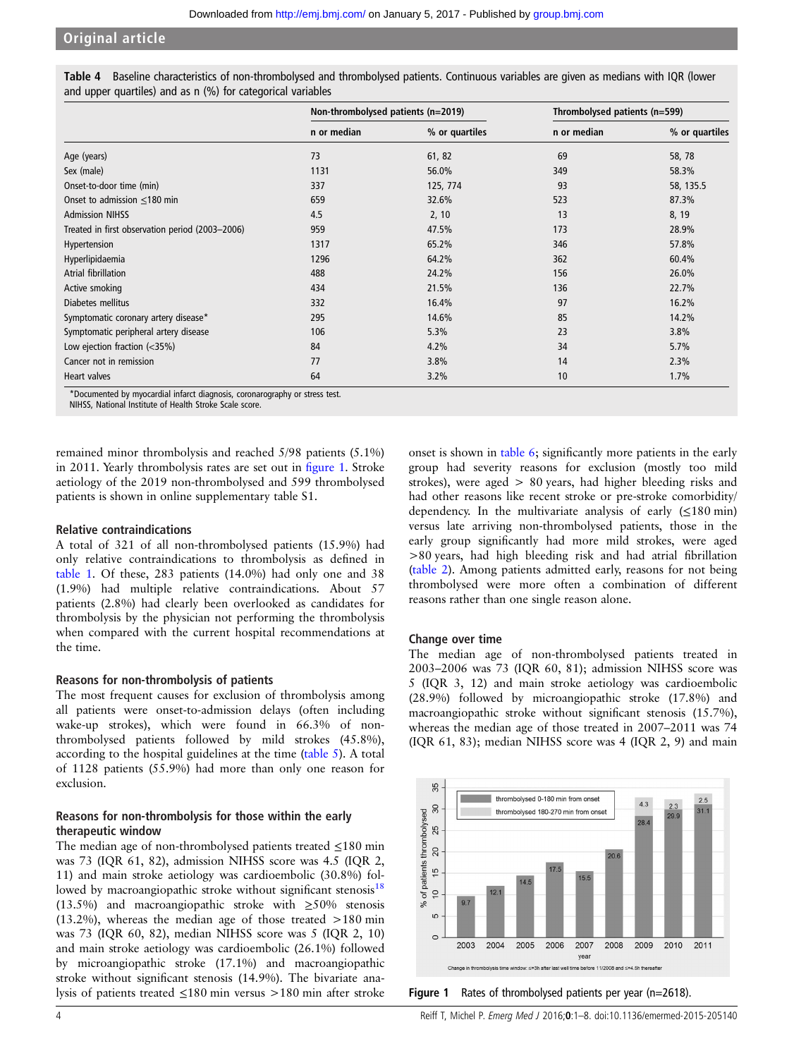**Table 4** Baseline characteristics of non-thrombolysed and thrombolysed patients. Continuous variables are given as medians with IQR (lower and upper quartiles) and as n (%) for categorical variables

| | Non-thrombolysed patients (n=2019) | | Thrombolysed patients (n=599) | |
|---|---|---|---|---|
| | n or median | % or quartiles | n or median | % or quartiles |
| Age (years) | 73 | 61, 82 | 69 | 58, 78 |
| Sex (male) | 1131 | 56.0% | 349 | 58.3% |
| Onset-to-door time (min) | 337 | 125, 774 | 93 | 58, 135.5 |
| Onset to admission ≤180 min | 659 | 32.6% | 523 | 87.3% |
| Admission NIHSS | 4.5 | 2, 10 | 13 | 8, 19 |
| Treated in first observation period (2003–2006) | 959 | 47.5% | 173 | 28.9% |
| Hypertension | 1317 | 65.2% | 346 | 57.8% |
| Hyperlipidaemia | 1296 | 64.2% | 362 | 60.4% |
| Atrial fibrillation | 488 | 24.2% | 156 | 26.0% |
| Active smoking | 434 | 21.5% | 136 | 22.7% |
| Diabetes mellitus | 332 | 16.4% | 97 | 16.2% |
| Symptomatic coronary artery disease* | 295 | 14.6% | 85 | 14.2% |
| Symptomatic peripheral artery disease | 106 | 5.3% | 23 | 3.8% |
| Low ejection fraction (<35%) | 84 | 4.2% | 34 | 5.7% |
| Cancer not in remission | 77 | 3.8% | 14 | 2.3% |
| Heart valves | 64 | 3.2% | 10 | 1.7% |

*Documented by myocardial infarct diagnosis, coronarography or stress test.
NIHSS, National Institute of Health Stroke Scale score.

remained minor thrombolysis and reached 5/98 patients (5.1%) in 2011. Yearly thrombolysis rates are set out in figure 1. Stroke aetiology of the 2019 non-thrombolysed and 599 thrombolysed patients is shown in online supplementary table S1.

### Relative contraindications

A total of 321 of all non-thrombolysed patients (15.9%) had only relative contraindications to thrombolysis as defined in table 1. Of these, 283 patients (14.0%) had only one and 38 (1.9%) had multiple relative contraindications. About 57 patients (2.8%) had clearly been overlooked as candidates for thrombolysis by the physician not performing the thrombolysis when compared with the current hospital recommendations at the time.

### Reasons for non-thrombolysis of patients

The most frequent causes for exclusion of thrombolysis among all patients were onset-to-admission delays (often including wake-up strokes), which were found in 66.3% of non-thrombolysed patients followed by mild strokes (45.8%), according to the hospital guidelines at the time (table 5). A total of 1128 patients (55.9%) had more than only one reason for exclusion.

### Reasons for non-thrombolysis for those within the early therapeutic window

The median age of non-thrombolysed patients treated ≤180 min was 73 (IQR 61, 82), admission NIHSS score was 4.5 (IQR 2, 11) and main stroke aetiology was cardioembolic (30.8%) followed by macroangiopathic stroke without significant stenosis[18] (13.5%) and macroangiopathic stroke with ≥50% stenosis (13.2%), whereas the median age of those treated >180 min was 73 (IQR 60, 82), median NIHSS score was 5 (IQR 2, 10) and main stroke aetiology was cardioembolic (26.1%) followed by microangiopathic stroke (17.1%) and macroangiopathic stroke without significant stenosis (14.9%). The bivariate analysis of patients treated ≤180 min versus >180 min after stroke onset is shown in table 6; significantly more patients in the early group had severity reasons for exclusion (mostly too mild strokes), were aged > 80 years, had higher bleeding risks and had other reasons like recent stroke or pre-stroke comorbidity/dependency. In the multivariate analysis of early (≤180 min) versus late arriving non-thrombolysed patients, those in the early group significantly had more mild strokes, were aged >80 years, had high bleeding risk and had atrial fibrillation (table 2). Among patients admitted early, reasons for not being thrombolysed were more often a combination of different reasons rather than one single reason alone.

### Change over time

The median age of non-thrombolysed patients treated in 2003–2006 was 73 (IQR 60, 81); admission NIHSS score was 5 (IQR 3, 12) and main stroke aetiology was cardioembolic (28.9%) followed by microangiopathic stroke (17.8%) and macroangiopathic stroke without significant stenosis (15.7%), whereas the median age of those treated in 2007–2011 was 74 (IQR 61, 83); median NIHSS score was 4 (IQR 2, 9) and main

**Figure 1** Rates of thrombolysed patients per year (n=2618).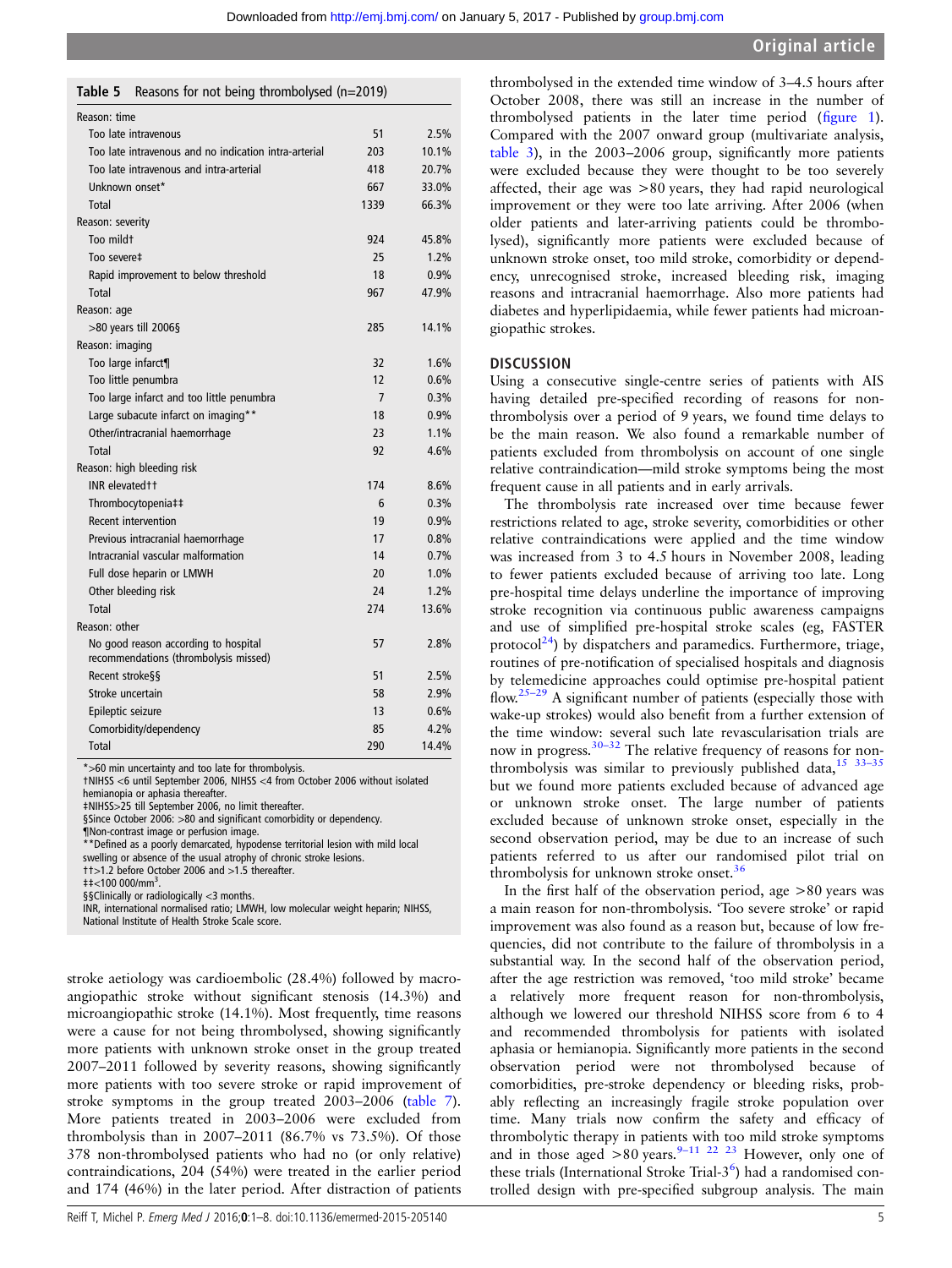**Table 5** Reasons for not being thrombolysed (n=2019)

| Reason | n | % |
|---|---|---|
| **Reason: time** | | |
| Too late intravenous | 51 | 2.5% |
| Too late intravenous and no indication intra-arterial | 203 | 10.1% |
| Too late intravenous and intra-arterial | 418 | 20.7% |
| Unknown onset* | 667 | 33.0% |
| Total | 1339 | 66.3% |
| **Reason: severity** | | |
| Too mild† | 924 | 45.8% |
| Too severe‡ | 25 | 1.2% |
| Rapid improvement to below threshold | 18 | 0.9% |
| Total | 967 | 47.9% |
| **Reason: age** | | |
| >80 years till 2006§ | 285 | 14.1% |
| **Reason: imaging** | | |
| Too large infarct¶ | 32 | 1.6% |
| Too little penumbra | 12 | 0.6% |
| Too large infarct and too little penumbra | 7 | 0.3% |
| Large subacute infarct on imaging** | 18 | 0.9% |
| Other/intracranial haemorrhage | 23 | 1.1% |
| Total | 92 | 4.6% |
| **Reason: high bleeding risk** | | |
| INR elevated†† | 174 | 8.6% |
| Thrombocytopenia‡‡ | 6 | 0.3% |
| Recent intervention | 19 | 0.9% |
| Previous intracranial haemorrhage | 17 | 0.8% |
| Intracranial vascular malformation | 14 | 0.7% |
| Full dose heparin or LMWH | 20 | 1.0% |
| Other bleeding risk | 24 | 1.2% |
| Total | 274 | 13.6% |
| **Reason: other** | | |
| No good reason according to hospital recommendations (thrombolysis missed) | 57 | 2.8% |
| Recent stroke§§ | 51 | 2.5% |
| Stroke uncertain | 58 | 2.9% |
| Epileptic seizure | 13 | 0.6% |
| Comorbidity/dependency | 85 | 4.2% |
| Total | 290 | 14.4% |

*>60 min uncertainty and too late for thrombolysis.
†NIHSS <6 until September 2006, NIHSS <4 from October 2006 without isolated hemianopia or aphasia thereafter.
‡NIHSS>25 till September 2006, no limit thereafter.
§Since October 2006: >80 and significant comorbidity or dependency.
¶Non-contrast image or perfusion image.
**Defined as a poorly demarcated, hypodense territorial lesion with mild local swelling or absence of the usual atrophy of chronic stroke lesions.
††>1.2 before October 2006 and >1.5 thereafter.
‡‡<100 000/mm$^3$.
§§Clinically or radiologically <3 months.
INR, international normalised ratio; LMWH, low molecular weight heparin; NIHSS, National Institute of Health Stroke Scale score.

stroke aetiology was cardioembolic (28.4%) followed by macroangiopathic stroke without significant stenosis (14.3%) and microangiopathic stroke (14.1%). Most frequently, time reasons were a cause for not being thrombolysed, showing significantly more patients with unknown stroke onset in the group treated 2007–2011 followed by severity reasons, showing significantly more patients with too severe stroke or rapid improvement of stroke symptoms in the group treated 2003–2006 (table 7). More patients treated in 2003–2006 were excluded from thrombolysis than in 2007–2011 (86.7% vs 73.5%). Of those 378 non-thrombolysed patients who had no (or only relative) contraindications, 204 (54%) were treated in the earlier period and 174 (46%) in the later period. After distraction of patients thrombolysed in the extended time window of 3–4.5 hours after October 2008, there was still an increase in the number of thrombolysed patients in the later time period (figure 1). Compared with the 2007 onward group (multivariate analysis, table 3), in the 2003–2006 group, significantly more patients were excluded because they were thought to be too severely affected, their age was >80 years, they had rapid neurological improvement or they were too late arriving. After 2006 (when older patients and later-arriving patients could be thrombolysed), significantly more patients were excluded because of unknown stroke onset, too mild stroke, comorbidity or dependency, unrecognised stroke, increased bleeding risk, imaging reasons and intracranial haemorrhage. Also more patients had diabetes and hyperlipidaemia, while fewer patients had microangiopathic strokes.

## DISCUSSION

Using a consecutive single-centre series of patients with AIS having detailed pre-specified recording of reasons for non-thrombolysis over a period of 9 years, we found time delays to be the main reason. We also found a remarkable number of patients excluded from thrombolysis on account of one single relative contraindication—mild stroke symptoms being the most frequent cause in all patients and in early arrivals.

The thrombolysis rate increased over time because fewer restrictions related to age, stroke severity, comorbidities or other relative contraindications were applied and the time window was increased from 3 to 4.5 hours in November 2008, leading to fewer patients excluded because of arriving too late. Long pre-hospital time delays underline the importance of improving stroke recognition via continuous public awareness campaigns and use of simplified pre-hospital stroke scales (eg, FASTER protocol[24]) by dispatchers and paramedics. Furthermore, triage, routines of pre-notification of specialised hospitals and diagnosis by telemedicine approaches could optimise pre-hospital patient flow.[25–29] A significant number of patients (especially those with wake-up strokes) would also benefit from a further extension of the time window: several such late revascularisation trials are now in progress.[30–32] The relative frequency of reasons for non-thrombolysis was similar to previously published data,[15 33–35] but we found more patients excluded because of advanced age or unknown stroke onset. The large number of patients excluded because of unknown stroke onset, especially in the second observation period, may be due to an increase of such patients referred to us after our randomised pilot trial on thrombolysis for unknown stroke onset.[36]

In the first half of the observation period, age >80 years was a main reason for non-thrombolysis. 'Too severe stroke' or rapid improvement was also found as a reason but, because of low frequencies, did not contribute to the failure of thrombolysis in a substantial way. In the second half of the observation period, after the age restriction was removed, 'too mild stroke' became a relatively more frequent reason for non-thrombolysis, although we lowered our threshold NIHSS score from 6 to 4 and recommended thrombolysis for patients with isolated aphasia or hemianopia. Significantly more patients in the second observation period were not thrombolysed because of comorbidities, pre-stroke dependency or bleeding risks, probably reflecting an increasingly fragile stroke population over time. Many trials now confirm the safety and efficacy of thrombolytic therapy in patients with too mild stroke symptoms and in those aged >80 years.[9–11 22 23] However, only one of these trials (International Stroke Trial-3[6]) had a randomised controlled design with pre-specified subgroup analysis. The main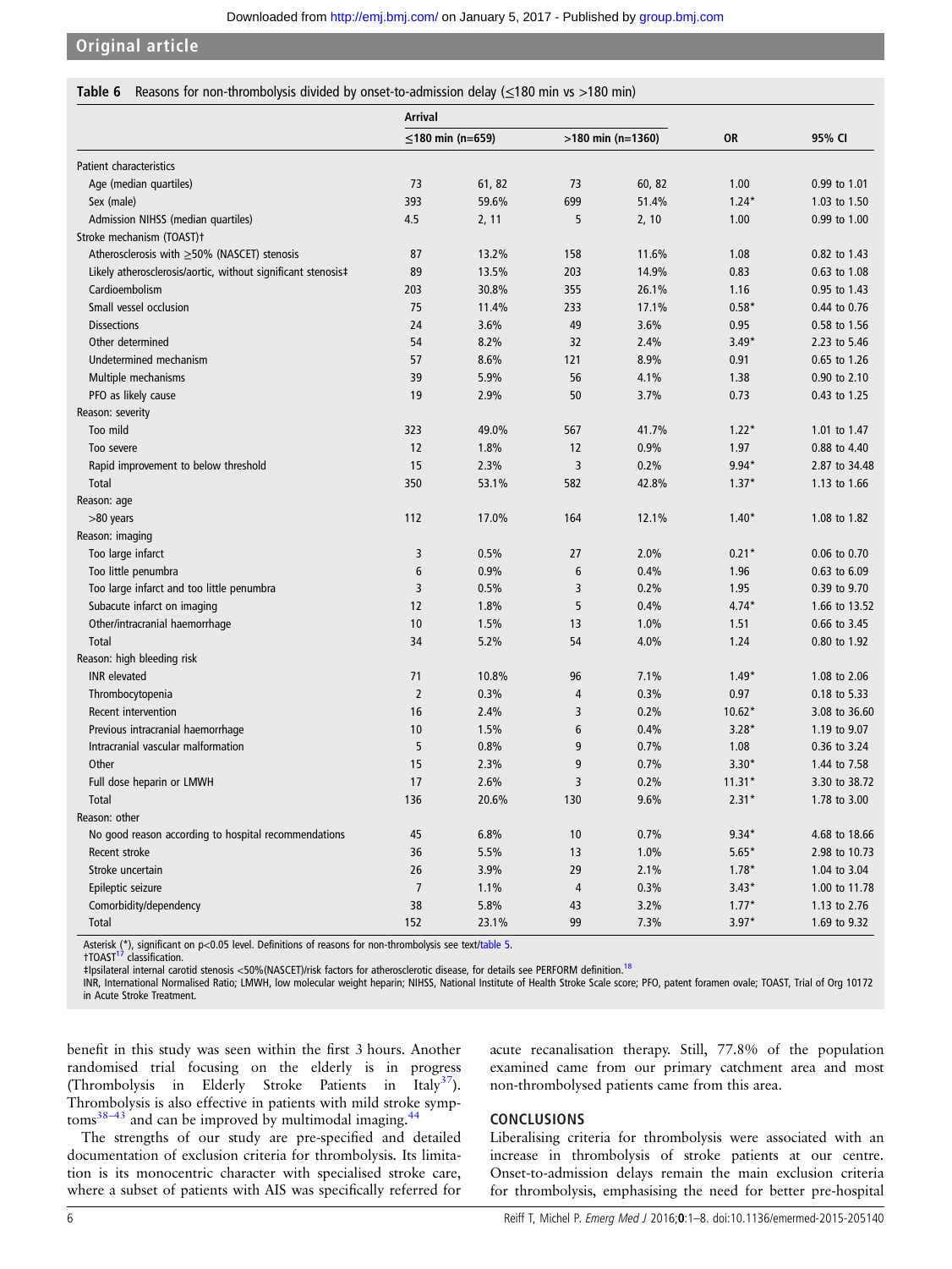**Table 6** Reasons for non-thrombolysis divided by onset-to-admission delay (≤180 min vs >180 min)

| | Arrival | | | | | |
|---|---|---|---|---|---|---|
| | ≤180 min (n=659) | | >180 min (n=1360) | | OR | 95% CI |
| Patient characteristics | | | | | | |
| Age (median quartiles) | 73 | 61, 82 | 73 | 60, 82 | 1.00 | 0.99 to 1.01 |
| Sex (male) | 393 | 59.6% | 699 | 51.4% | 1.24* | 1.03 to 1.50 |
| Admission NIHSS (median quartiles) | 4.5 | 2, 11 | 5 | 2, 10 | 1.00 | 0.99 to 1.00 |
| Stroke mechanism (TOAST)† | | | | | | |
| Atherosclerosis with ≥50% (NASCET) stenosis | 87 | 13.2% | 158 | 11.6% | 1.08 | 0.82 to 1.43 |
| Likely atherosclerosis/aortic, without significant stenosis‡ | 89 | 13.5% | 203 | 14.9% | 0.83 | 0.63 to 1.08 |
| Cardioembolism | 203 | 30.8% | 355 | 26.1% | 1.16 | 0.95 to 1.43 |
| Small vessel occlusion | 75 | 11.4% | 233 | 17.1% | 0.58* | 0.44 to 0.76 |
| Dissections | 24 | 3.6% | 49 | 3.6% | 0.95 | 0.58 to 1.56 |
| Other determined | 54 | 8.2% | 32 | 2.4% | 3.49* | 2.23 to 5.46 |
| Undetermined mechanism | 57 | 8.6% | 121 | 8.9% | 0.91 | 0.65 to 1.26 |
| Multiple mechanisms | 39 | 5.9% | 56 | 4.1% | 1.38 | 0.90 to 2.10 |
| PFO as likely cause | 19 | 2.9% | 50 | 3.7% | 0.73 | 0.43 to 1.25 |
| Reason: severity | | | | | | |
| Too mild | 323 | 49.0% | 567 | 41.7% | 1.22* | 1.01 to 1.47 |
| Too severe | 12 | 1.8% | 12 | 0.9% | 1.97 | 0.88 to 4.40 |
| Rapid improvement to below threshold | 15 | 2.3% | 3 | 0.2% | 9.94* | 2.87 to 34.48 |
| Total | 350 | 53.1% | 582 | 42.8% | 1.37* | 1.13 to 1.66 |
| Reason: age | | | | | | |
| >80 years | 112 | 17.0% | 164 | 12.1% | 1.40* | 1.08 to 1.82 |
| Reason: imaging | | | | | | |
| Too large infarct | 3 | 0.5% | 27 | 2.0% | 0.21* | 0.06 to 0.70 |
| Too little penumbra | 6 | 0.9% | 6 | 0.4% | 1.96 | 0.63 to 6.09 |
| Too large infarct and too little penumbra | 3 | 0.5% | 3 | 0.2% | 1.95 | 0.39 to 9.70 |
| Subacute infarct on imaging | 12 | 1.8% | 5 | 0.4% | 4.74* | 1.66 to 13.52 |
| Other/intracranial haemorrhage | 10 | 1.5% | 13 | 1.0% | 1.51 | 0.66 to 3.45 |
| Total | 34 | 5.2% | 54 | 4.0% | 1.24 | 0.80 to 1.92 |
| Reason: high bleeding risk | | | | | | |
| INR elevated | 71 | 10.8% | 96 | 7.1% | 1.49* | 1.08 to 2.06 |
| Thrombocytopenia | 2 | 0.3% | 4 | 0.3% | 0.97 | 0.18 to 5.33 |
| Recent intervention | 16 | 2.4% | 3 | 0.2% | 10.62* | 3.08 to 36.60 |
| Previous intracranial haemorrhage | 10 | 1.5% | 6 | 0.4% | 3.28* | 1.19 to 9.07 |
| Intracranial vascular malformation | 5 | 0.8% | 9 | 0.7% | 1.08 | 0.36 to 3.24 |
| Other | 15 | 2.3% | 9 | 0.7% | 3.30* | 1.44 to 7.58 |
| Full dose heparin or LMWH | 17 | 2.6% | 3 | 0.2% | 11.31* | 3.30 to 38.72 |
| Total | 136 | 20.6% | 130 | 9.6% | 2.31* | 1.78 to 3.00 |
| Reason: other | | | | | | |
| No good reason according to hospital recommendations | 45 | 6.8% | 10 | 0.7% | 9.34* | 4.68 to 18.66 |
| Recent stroke | 36 | 5.5% | 13 | 1.0% | 5.65* | 2.98 to 10.73 |
| Stroke uncertain | 26 | 3.9% | 29 | 2.1% | 1.78* | 1.04 to 3.04 |
| Epileptic seizure | 7 | 1.1% | 4 | 0.3% | 3.43* | 1.00 to 11.78 |
| Comorbidity/dependency | 38 | 5.8% | 43 | 3.2% | 1.77* | 1.13 to 2.76 |
| Total | 152 | 23.1% | 99 | 7.3% | 3.97* | 1.69 to 9.32 |

Asterisk (*), significant on p<0.05 level. Definitions of reasons for non-thrombolysis see text/table 5.
†TOAST[17] classification.
‡Ipsilateral internal carotid stenosis <50%(NASCET)/risk factors for atherosclerotic disease, for details see PERFORM definition.[18]
INR, International Normalised Ratio; LMWH, low molecular weight heparin; NIHSS, National Institute of Health Stroke Scale score; PFO, patent foramen ovale; TOAST, Trial of Org 10172 in Acute Stroke Treatment.

benefit in this study was seen within the first 3 hours. Another randomised trial focusing on the elderly is in progress (Thrombolysis in Elderly Stroke Patients in Italy[37]). Thrombolysis is also effective in patients with mild stroke symptoms[38–43] and can be improved by multimodal imaging.[44]

The strengths of our study are pre-specified and detailed documentation of exclusion criteria for thrombolysis. Its limitation is its monocentric character with specialised stroke care, where a subset of patients with AIS was specifically referred for acute recanalisation therapy. Still, 77.8% of the population examined came from our primary catchment area and most non-thrombolysed patients came from this area.

## CONCLUSIONS

Liberalising criteria for thrombolysis were associated with an increase in thrombolysis of stroke patients at our centre. Onset-to-admission delays remain the main exclusion criteria for thrombolysis, emphasising the need for better pre-hospital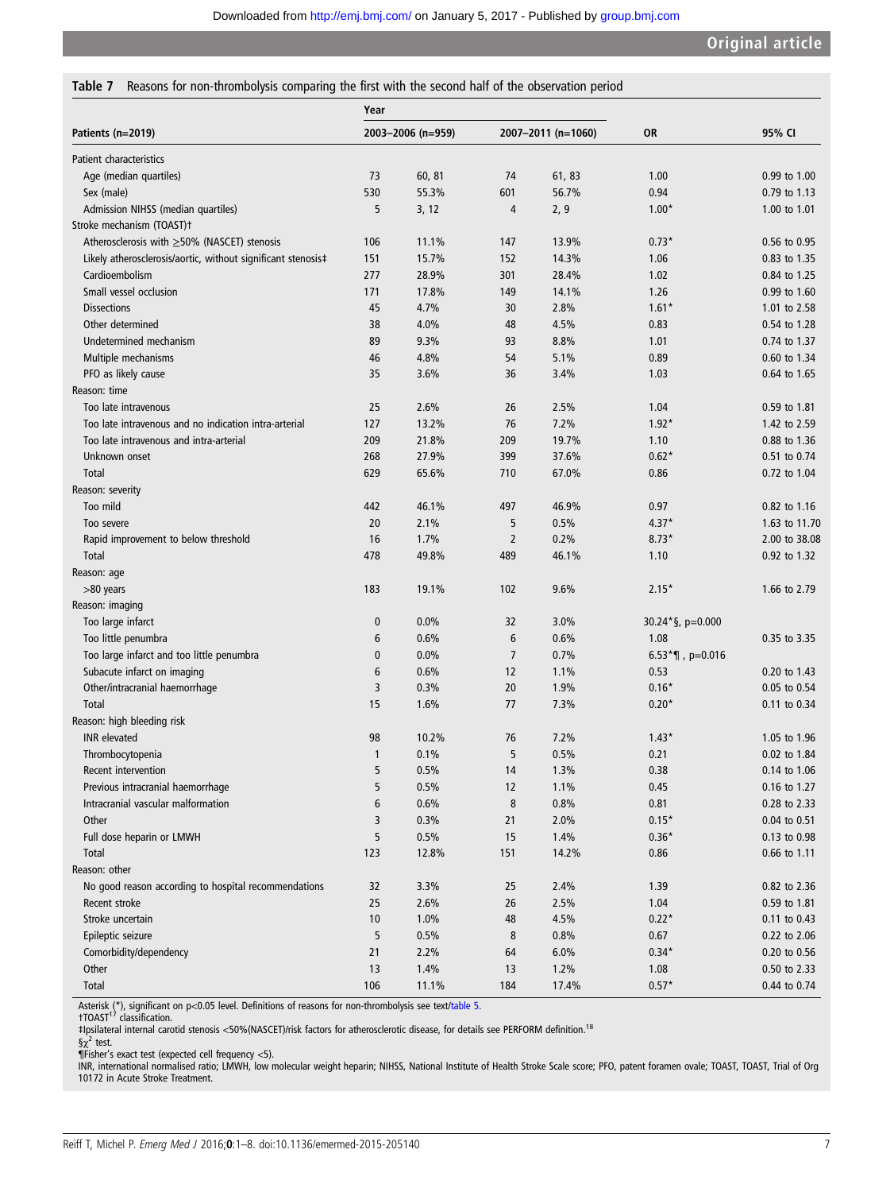**Table 7** Reasons for non-thrombolysis comparing the first with the second half of the observation period

| Patients (n=2019) | Year 2003–2006 (n=959) | | 2007–2011 (n=1060) | | OR | 95% CI |
|---|---|---|---|---|---|---|
| **Patient characteristics** | | | | | | |
| Age (median quartiles) | 73 | 60, 81 | 74 | 61, 83 | 1.00 | 0.99 to 1.00 |
| Sex (male) | 530 | 55.3% | 601 | 56.7% | 0.94 | 0.79 to 1.13 |
| Admission NIHSS (median quartiles) | 5 | 3, 12 | 4 | 2, 9 | 1.00* | 1.00 to 1.01 |
| **Stroke mechanism (TOAST)†** | | | | | | |
| Atherosclerosis with ≥50% (NASCET) stenosis | 106 | 11.1% | 147 | 13.9% | 0.73* | 0.56 to 0.95 |
| Likely atherosclerosis/aortic, without significant stenosis‡ | 151 | 15.7% | 152 | 14.3% | 1.06 | 0.83 to 1.35 |
| Cardioembolism | 277 | 28.9% | 301 | 28.4% | 1.02 | 0.84 to 1.25 |
| Small vessel occlusion | 171 | 17.8% | 149 | 14.1% | 1.26 | 0.99 to 1.60 |
| Dissections | 45 | 4.7% | 30 | 2.8% | 1.61* | 1.01 to 2.58 |
| Other determined | 38 | 4.0% | 48 | 4.5% | 0.83 | 0.54 to 1.28 |
| Undetermined mechanism | 89 | 9.3% | 93 | 8.8% | 1.01 | 0.74 to 1.37 |
| Multiple mechanisms | 46 | 4.8% | 54 | 5.1% | 0.89 | 0.60 to 1.34 |
| PFO as likely cause | 35 | 3.6% | 36 | 3.4% | 1.03 | 0.64 to 1.65 |
| **Reason: time** | | | | | | |
| Too late intravenous | 25 | 2.6% | 26 | 2.5% | 1.04 | 0.59 to 1.81 |
| Too late intravenous and no indication intra-arterial | 127 | 13.2% | 76 | 7.2% | 1.92* | 1.42 to 2.59 |
| Too late intravenous and intra-arterial | 209 | 21.8% | 209 | 19.7% | 1.10 | 0.88 to 1.36 |
| Unknown onset | 268 | 27.9% | 399 | 37.6% | 0.62* | 0.51 to 0.74 |
| Total | 629 | 65.6% | 710 | 67.0% | 0.86 | 0.72 to 1.04 |
| **Reason: severity** | | | | | | |
| Too mild | 442 | 46.1% | 497 | 46.9% | 0.97 | 0.82 to 1.16 |
| Too severe | 20 | 2.1% | 5 | 0.5% | 4.37* | 1.63 to 11.70 |
| Rapid improvement to below threshold | 16 | 1.7% | 2 | 0.2% | 8.73* | 2.00 to 38.08 |
| Total | 478 | 49.8% | 489 | 46.1% | 1.10 | 0.92 to 1.32 |
| **Reason: age** | | | | | | |
| >80 years | 183 | 19.1% | 102 | 9.6% | 2.15* | 1.66 to 2.79 |
| **Reason: imaging** | | | | | | |
| Too large infarct | 0 | 0.0% | 32 | 3.0% | 30.24*§, p=0.000 | |
| Too little penumbra | 6 | 0.6% | 6 | 0.6% | 1.08 | 0.35 to 3.35 |
| Too large infarct and too little penumbra | 0 | 0.0% | 7 | 0.7% | 6.53*¶ , p=0.016 | |
| Subacute infarct on imaging | 6 | 0.6% | 12 | 1.1% | 0.53 | 0.20 to 1.43 |
| Other/intracranial haemorrhage | 3 | 0.3% | 20 | 1.9% | 0.16* | 0.05 to 0.54 |
| Total | 15 | 1.6% | 77 | 7.3% | 0.20* | 0.11 to 0.34 |
| **Reason: high bleeding risk** | | | | | | |
| INR elevated | 98 | 10.2% | 76 | 7.2% | 1.43* | 1.05 to 1.96 |
| Thrombocytopenia | 1 | 0.1% | 5 | 0.5% | 0.21 | 0.02 to 1.84 |
| Recent intervention | 5 | 0.5% | 14 | 1.3% | 0.38 | 0.14 to 1.06 |
| Previous intracranial haemorrhage | 5 | 0.5% | 12 | 1.1% | 0.45 | 0.16 to 1.27 |
| Intracranial vascular malformation | 6 | 0.6% | 8 | 0.8% | 0.81 | 0.28 to 2.33 |
| Other | 3 | 0.3% | 21 | 2.0% | 0.15* | 0.04 to 0.51 |
| Full dose heparin or LMWH | 5 | 0.5% | 15 | 1.4% | 0.36* | 0.13 to 0.98 |
| Total | 123 | 12.8% | 151 | 14.2% | 0.86 | 0.66 to 1.11 |
| **Reason: other** | | | | | | |
| No good reason according to hospital recommendations | 32 | 3.3% | 25 | 2.4% | 1.39 | 0.82 to 2.36 |
| Recent stroke | 25 | 2.6% | 26 | 2.5% | 1.04 | 0.59 to 1.81 |
| Stroke uncertain | 10 | 1.0% | 48 | 4.5% | 0.22* | 0.11 to 0.43 |
| Epileptic seizure | 5 | 0.5% | 8 | 0.8% | 0.67 | 0.22 to 2.06 |
| Comorbidity/dependency | 21 | 2.2% | 64 | 6.0% | 0.34* | 0.20 to 0.56 |
| Other | 13 | 1.4% | 13 | 1.2% | 1.08 | 0.50 to 2.33 |
| Total | 106 | 11.1% | 184 | 17.4% | 0.57* | 0.44 to 0.74 |

Asterisk (*), significant on p<0.05 level. Definitions of reasons for non-thrombolysis see text/table 5.
†TOAST[17] classification.
‡Ipsilateral internal carotid stenosis <50%(NASCET)/risk factors for atherosclerotic disease, for details see PERFORM definition.[18]
§$\chi^2$ test.
¶Fisher's exact test (expected cell frequency <5).
INR, international normalised ratio; LMWH, low molecular weight heparin; NIHSS, National Institute of Health Stroke Scale score; PFO, patent foramen ovale; TOAST, TOAST, Trial of Org 10172 in Acute Stroke Treatment.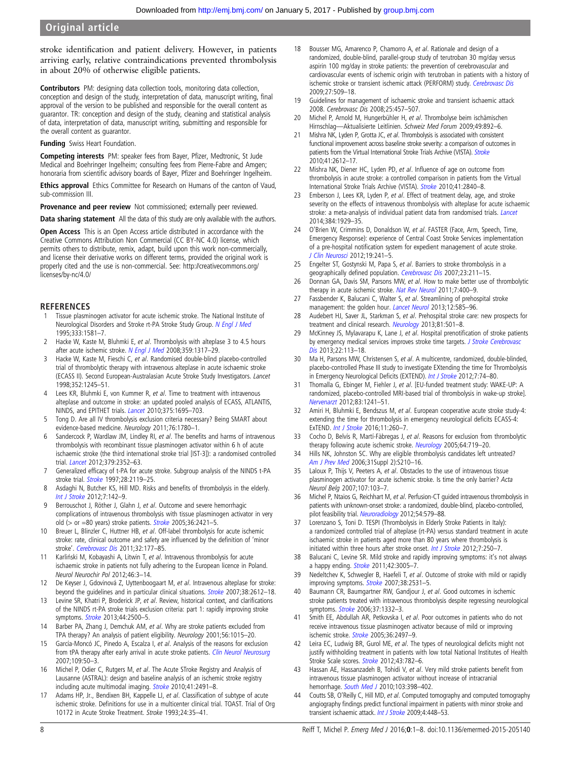stroke identification and patient delivery. However, in patients arriving early, relative contraindications prevented thrombolysis in about 20% of otherwise eligible patients.

**Contributors** PM: designing data collection tools, monitoring data collection, conception and design of the study, interpretation of data, manuscript writing, final approval of the version to be published and responsible for the overall content as guarantor. TR: conception and design of the study, cleaning and statistical analysis of data, interpretation of data, manuscript writing, submitting and responsible for the overall content as guarantor.

**Funding** Swiss Heart Foundation.

**Competing interests** PM: speaker fees from Bayer, Pfizer, Medtronic, St Jude Medical and Boehringer Ingelheim; consulting fees from Pierre-Fabre and Amgen; honoraria from scientific advisory boards of Bayer, Pfizer and Boehringer Ingelheim.

**Ethics approval** Ethics Committee for Research on Humans of the canton of Vaud, sub-commission III.

**Provenance and peer review** Not commissioned; externally peer reviewed.

**Data sharing statement** All the data of this study are only available with the authors.

**Open Access** This is an Open Access article distributed in accordance with the Creative Commons Attribution Non Commercial (CC BY-NC 4.0) license, which permits others to distribute, remix, adapt, build upon this work non-commercially, and license their derivative works on different terms, provided the original work is properly cited and the use is non-commercial. See: http://creativecommons.org/licenses/by-nc/4.0/

## REFERENCES

1. Tissue plasminogen activator for acute ischemic stroke. The National Institute of Neurological Disorders and Stroke rt-PA Stroke Study Group. *N Engl J Med* 1995;333:1581–7.
2. Hacke W, Kaste M, Bluhmki E, *et al*. Thrombolysis with alteplase 3 to 4.5 hours after acute ischemic stroke. *N Engl J Med* 2008;359:1317–29.
3. Hacke W, Kaste M, Fieschi C, *et al*. Randomised double-blind placebo-controlled trial of thrombolytic therapy with intravenous alteplase in acute ischaemic stroke (ECASS II). Second European-Australasian Acute Stroke Study Investigators. *Lancet* 1998;352:1245–51.
4. Lees KR, Bluhmki E, von Kummer R, *et al*. Time to treatment with intravenous alteplase and outcome in stroke: an updated pooled analysis of ECASS, ATLANTIS, NINDS, and EPITHET trials. *Lancet* 2010;375:1695–703.
5. Tong D. Are all IV thrombolysis exclusion criteria necessary? Being SMART about evidence-based medicine. *Neurology* 2011;76:1780–1.
6. Sandercock P, Wardlaw JM, Lindley RI, *et al*. The benefits and harms of intravenous thrombolysis with recombinant tissue plasminogen activator within 6 h of acute ischaemic stroke (the third international stroke trial [IST-3]): a randomised controlled trial. *Lancet* 2012;379:2352–63.
7. Generalized efficacy of t-PA for acute stroke. Subgroup analysis of the NINDS t-PA stroke trial. *Stroke* 1997;28:2119–25.
8. Asdaghi N, Butcher KS, Hill MD. Risks and benefits of thrombolysis in the elderly. *Int J Stroke* 2012;7:142–9.
9. Berrouschot J, Röther J, Glahn J, *et al*. Outcome and severe hemorrhagic complications of intravenous thrombolysis with tissue plasminogen activator in very old (> or =80 years) stroke patients. *Stroke* 2005;36:2421–5.
10. Breuer L, Blinzler C, Huttner HB, *et al*. Off-label thrombolysis for acute ischemic stroke: rate, clinical outcome and safety are influenced by the definition of 'minor stroke'. *Cerebrovasc Dis* 2011;32:177–85.
11. Karliński M, Kobayashi A, Litwin T, *et al*. Intravenous thrombolysis for acute ischaemic stroke in patients not fully adhering to the European licence in Poland. *Neurol Neurochir Pol* 2012;46:3–14.
12. De Keyser J, Gdovinová Z, Uyttenboogaart M, *et al*. Intravenous alteplase for stroke: beyond the guidelines and in particular clinical situations. *Stroke* 2007;38:2612–18.
13. Levine SR, Khatri P, Broderick JP, *et al*. Review, historical context, and clarifications of the NINDS rt-PA stroke trials exclusion criteria: part 1: rapidly improving stroke symptoms. *Stroke* 2013;44:2500–5.
14. Barber PA, Zhang J, Demchuk AM, *et al*. Why are stroke patients excluded from TPA therapy? An analysis of patient eligibility. *Neurology* 2001;56:1015–20.
15. García-Moncó JC, Pinedo A, Escalza I, *et al*. Analysis of the reasons for exclusion from tPA therapy after early arrival in acute stroke patients. *Clin Neurol Neurosurg* 2007;109:50–3.
16. Michel P, Odier C, Rutgers M, *et al*. The Acute STroke Registry and Analysis of Lausanne (ASTRAL): design and baseline analysis of an ischemic stroke registry including acute multimodal imaging. *Stroke* 2010;41:2491–8.
17. Adams HP, Jr., Bendixen BH, Kappelle LJ, *et al*. Classification of subtype of acute ischemic stroke. Definitions for use in a multicenter clinical trial. TOAST. Trial of Org 10172 in Acute Stroke Treatment. *Stroke* 1993;24:35–41.
18. Bousser MG, Amarenco P, Chamorro A, *et al*. Rationale and design of a randomized, double-blind, parallel-group study of terutroban 30 mg/day versus aspirin 100 mg/day in stroke patients: the prevention of cerebrovascular and cardiovascular events of ischemic origin with terutroban in patients with a history of ischemic stroke or transient ischemic attack (PERFORM) study. *Cerebrovasc Dis* 2009;27:509–18.
19. Guidelines for management of ischaemic stroke and transient ischaemic attack 2008. *Cerebrovasc Dis* 2008;25:457–507.
20. Michel P, Arnold M, Hungerbühler H, *et al*. Thrombolyse beim ischämischen Hirnschlag—Aktualisierte Leitlinien. *Schweiz Med Forum* 2009;49:892–6.
21. Mishra NK, Lyden P, Grotta JC, *et al*. Thrombolysis is associated with consistent functional improvement across baseline stroke severity: a comparison of outcomes in patients from the Virtual International Stroke Trials Archive (VISTA). *Stroke* 2010;41:2612–17.
22. Mishra NK, Diener HC, Lyden PD, *et al*. Influence of age on outcome from thrombolysis in acute stroke: a controlled comparison in patients from the Virtual International Stroke Trials Archive (VISTA). *Stroke* 2010;41:2840–8.
23. Emberson J, Lees KR, Lyden P, *et al*. Effect of treatment delay, age, and stroke severity on the effects of intravenous thrombolysis with alteplase for acute ischaemic stroke: a meta-analysis of individual patient data from randomised trials. *Lancet* 2014;384:1929–35.
24. O'Brien W, Crimmins D, Donaldson W, *et al*. FASTER (Face, Arm, Speech, Time, Emergency Response): experience of Central Coast Stroke Services implementation of a pre-hospital notification system for expedient management of acute stroke. *J Clin Neurosci* 2012;19:241–5.
25. Engelter ST, Gostynski M, Papa S, *et al*. Barriers to stroke thrombolysis in a geographically defined population. *Cerebrovasc Dis* 2007;23:211–15.
26. Donnan GA, Davis SM, Parsons MW, *et al*. How to make better use of thrombolytic therapy in acute ischemic stroke. *Nat Rev Neurol* 2011;7:400–9.
27. Fassbender K, Balucani C, Walter S, *et al*. Streamlining of prehospital stroke management: the golden hour. *Lancet Neurol* 2013;12:585–96.
28. Audebert HJ, Saver JL, Starkman S, *et al*. Prehospital stroke care: new prospects for treatment and clinical research. *Neurology* 2013;81:501–8.
29. McKinney JS, Mylavarapu K, Lane J, *et al*. Hospital prenotification of stroke patients by emergency medical services improves stroke time targets. *J Stroke Cerebrovasc Dis* 2013;22:113–18.
30. Ma H, Parsons MW, Christensen S, *et al*. A multicentre, randomized, double-blinded, placebo-controlled Phase III study to investigate EXtending the time for Thrombolysis in Emergency Neurological Deficits (EXTEND). *Int J Stroke* 2012;7:74–80.
31. Thomalla G, Ebinger M, Fiehler J, *et al*. [EU-funded treatment study: WAKE-UP: A randomized, placebo-controlled MRI-based trial of thrombolysis in wake-up stroke]. *Nervenarzt* 2012;83:1241–51.
32. Amiri H, Bluhmki E, Bendszus M, *et al*. European cooperative acute stroke study-4: extending the time for thrombolysis in emergency neurological deficits ECASS-4: ExTEND. *Int J Stroke* 2016;11:260–7.
33. Cocho D, Belvís R, Martí-Fàbregas J, *et al*. Reasons for exclusion from thrombolytic therapy following acute ischemic stroke. *Neurology* 2005;64:719–20.
34. Hills NK, Johnston SC. Why are eligible thrombolysis candidates left untreated? *Am J Prev Med* 2006;31Suppl 2):S210–16.
35. Laloux P, Thijs V, Peeters A, *et al*. Obstacles to the use of intravenous tissue plasminogen activator for acute ischemic stroke. Is time the only barrier? *Acta Neurol Belg* 2007;107:103–7.
36. Michel P, Ntaios G, Reichhart M, *et al*. Perfusion-CT guided intravenous thrombolysis in patients with unknown-onset stroke: a randomized, double-blind, placebo-controlled, pilot feasibility trial. *Neuroradiology* 2012;54:579–88.
37. Lorenzano S, Toni D. TESPI (Thrombolysis in Elderly Stroke Patients in Italy): a randomized controlled trial of alteplase (rt-PA) versus standard treatment in acute ischaemic stroke in patients aged more than 80 years where thrombolysis is initiated within three hours after stroke onset. *Int J Stroke* 2012;7:250–7.
38. Balucani C, Levine SR. Mild stroke and rapidly improving symptoms: it's not always a happy ending. *Stroke* 2011;42:3005–7.
39. Nedeltchev K, Schwegler B, Haefeli T, *et al*. Outcome of stroke with mild or rapidly improving symptoms. *Stroke* 2007;38:2531–5.
40. Baumann CR, Baumgartner RW, Gandjour J, *et al*. Good outcomes in ischemic stroke patients treated with intravenous thrombolysis despite regressing neurological symptoms. *Stroke* 2006;37:1332–3.
41. Smith EE, Abdullah AR, Petkovska I, *et al*. Poor outcomes in patients who do not receive intravenous tissue plasminogen activator because of mild or improving ischemic stroke. *Stroke* 2005;36:2497–9.
42. Leira EC, Ludwig BR, Gurol ME, *et al*. The types of neurological deficits might not justify withholding treatment in patients with low total National Institutes of Health Stroke Scale scores. *Stroke* 2012;43:782–6.
43. Hassan AE, Hassanzadeh B, Tohidi V, *et al*. Very mild stroke patients benefit from intravenous tissue plasminogen activator without increase of intracranial hemorrhage. *South Med J* 2010;103:398–402.
44. Coutts SB, O'Reilly C, Hill MD, *et al*. Computed tomography and computed tomography angiography findings predict functional impairment in patients with minor stroke and transient ischaemic attack. *Int J Stroke* 2009;4:448–53.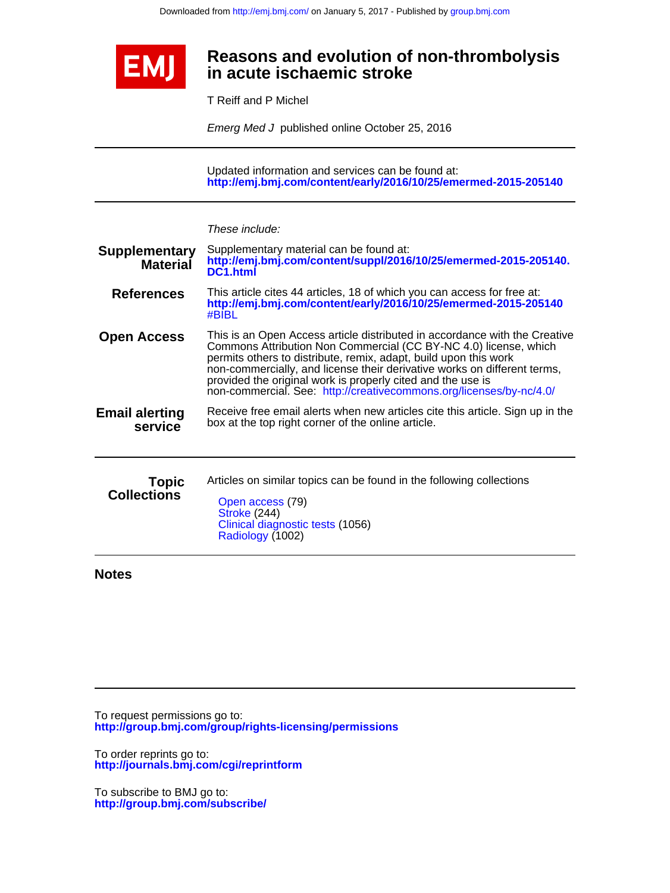Downloaded from http://emj.bmj.com/ on January 5, 2017 - Published by group.bmj.com

EMJ

# Reasons and evolution of non-thrombolysis in acute ischaemic stroke

T Reiff and P Michel

*Emerg Med J* published online October 25, 2016

Updated information and services can be found at:
**http://emj.bmj.com/content/early/2016/10/25/emermed-2015-205140**

*These include:*

**Supplementary Material**
Supplementary material can be found at:
**http://emj.bmj.com/content/suppl/2016/10/25/emermed-2015-205140.DC1.html**

**References**
This article cites 44 articles, 18 of which you can access for free at:
**http://emj.bmj.com/content/early/2016/10/25/emermed-2015-205140#BIBL**

**Open Access**
This is an Open Access article distributed in accordance with the Creative Commons Attribution Non Commercial (CC BY-NC 4.0) license, which permits others to distribute, remix, adapt, build upon this work non-commercially, and license their derivative works on different terms, provided the original work is properly cited and the use is non-commercial. See: http://creativecommons.org/licenses/by-nc/4.0/

**Email alerting service**
Receive free email alerts when new articles cite this article. Sign up in the box at the top right corner of the online article.

**Topic Collections**
Articles on similar topics can be found in the following collections

- Open access (79)
- Stroke (244)
- Clinical diagnostic tests (1056)
- Radiology (1002)

## Notes

To request permissions go to:
**http://group.bmj.com/group/rights-licensing/permissions**

To order reprints go to:
**http://journals.bmj.com/cgi/reprintform**

To subscribe to BMJ go to:
**http://group.bmj.com/subscribe/**